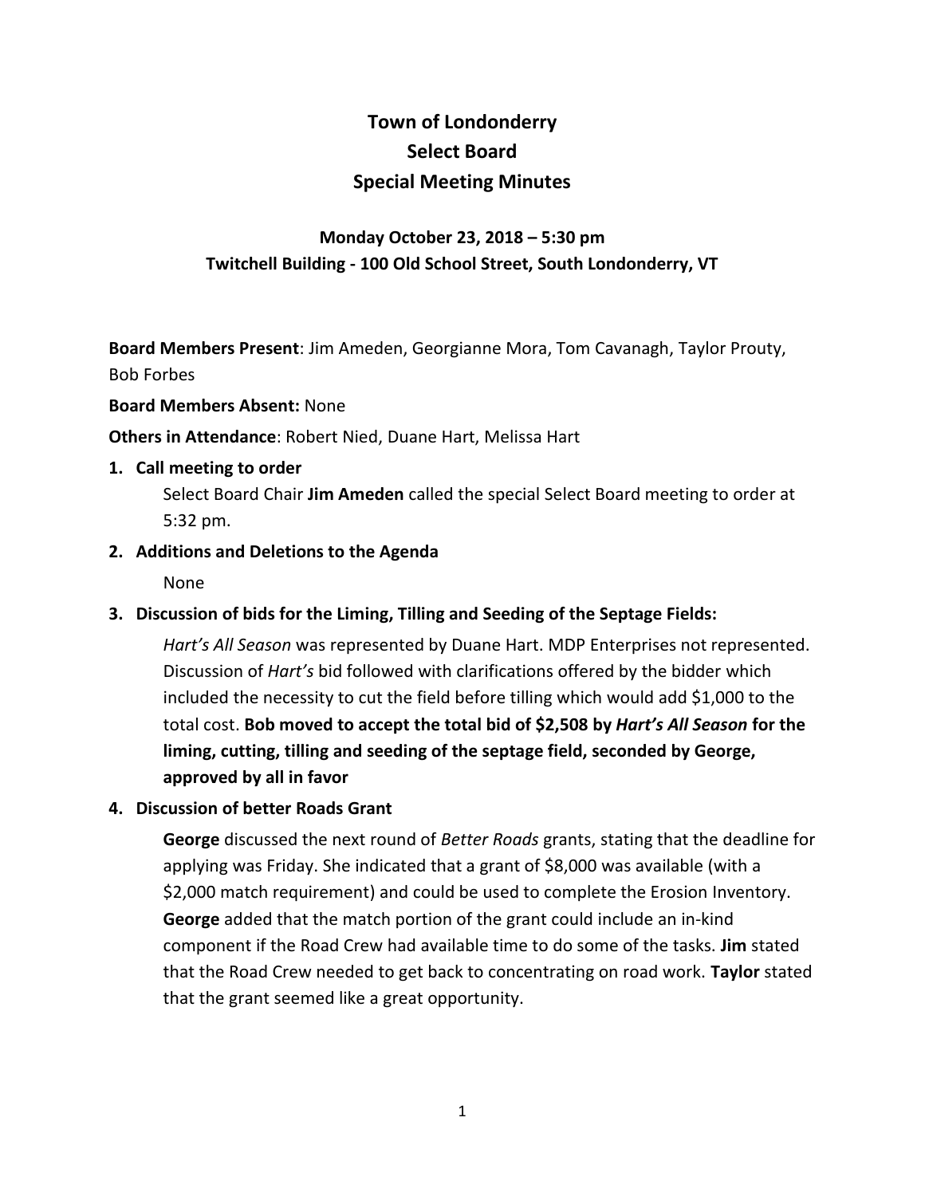# Town of Londonderry
# Select Board
# Special Meeting Minutes

### Monday October 23, 2018 – 5:30 pm
### Twitchell Building - 100 Old School Street, South Londonderry, VT

**Board Members Present**: Jim Ameden, Georgianne Mora, Tom Cavanagh, Taylor Prouty, Bob Forbes

**Board Members Absent:** None

**Others in Attendance**: Robert Nied, Duane Hart, Melissa Hart

1. **Call meeting to order**

   Select Board Chair **Jim Ameden** called the special Select Board meeting to order at 5:32 pm.

2. **Additions and Deletions to the Agenda**

   None

3. **Discussion of bids for the Liming, Tilling and Seeding of the Septage Fields:**

   *Hart's All Season* was represented by Duane Hart. MDP Enterprises not represented. Discussion of *Hart's* bid followed with clarifications offered by the bidder which included the necessity to cut the field before tilling which would add $1,000 to the total cost. **Bob moved to accept the total bid of $2,508 by *Hart's All Season* for the liming, cutting, tilling and seeding of the septage field, seconded by George, approved by all in favor**

4. **Discussion of better Roads Grant**

   **George** discussed the next round of *Better Roads* grants, stating that the deadline for applying was Friday. She indicated that a grant of $8,000 was available (with a $2,000 match requirement) and could be used to complete the Erosion Inventory. **George** added that the match portion of the grant could include an in-kind component if the Road Crew had available time to do some of the tasks. **Jim** stated that the Road Crew needed to get back to concentrating on road work. **Taylor** stated that the grant seemed like a great opportunity.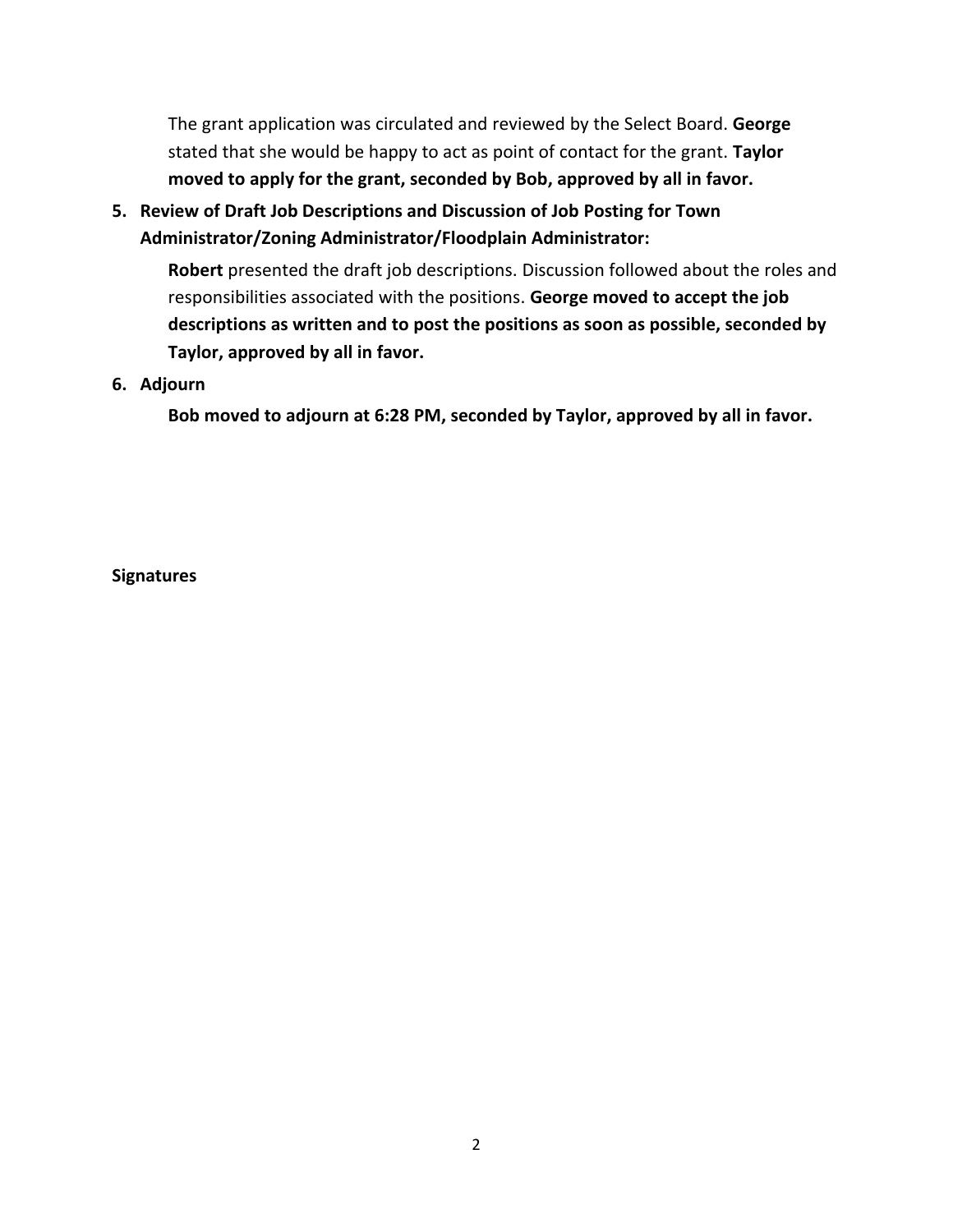The grant application was circulated and reviewed by the Select Board. **George** stated that she would be happy to act as point of contact for the grant. **Taylor moved to apply for the grant, seconded by Bob, approved by all in favor.**

5. **Review of Draft Job Descriptions and Discussion of Job Posting for Town Administrator/Zoning Administrator/Floodplain Administrator:**

   **Robert** presented the draft job descriptions. Discussion followed about the roles and responsibilities associated with the positions. **George moved to accept the job descriptions as written and to post the positions as soon as possible, seconded by Taylor, approved by all in favor.**

6. **Adjourn**

   **Bob moved to adjourn at 6:28 PM, seconded by Taylor, approved by all in favor.**

**Signatures**